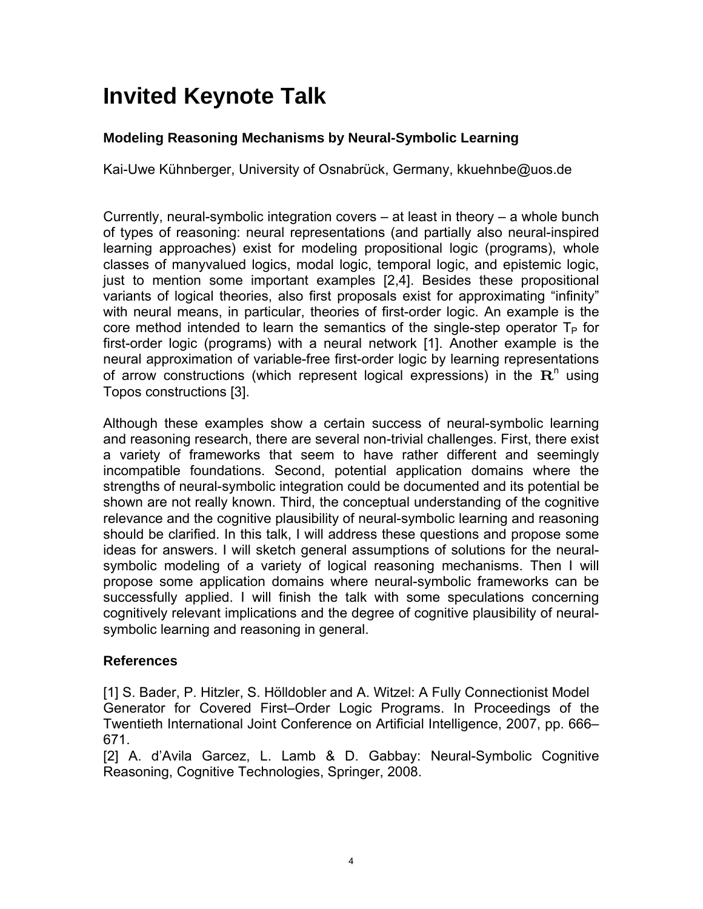# Invited Keynote Talk

### Modeling Reasoning Mechanisms by Neural-Symbolic Learning

Kai-Uwe Kühnberger, University of Osnabrück, Germany, kkuehnbe@uos.de

Currently, neural-symbolic integration covers – at least in theory – a whole bunch of types of reasoning: neural representations (and partially also neural-inspired learning approaches) exist for modeling propositional logic (programs), whole classes of manyvalued logics, modal logic, temporal logic, and epistemic logic, just to mention some important examples [2,4]. Besides these propositional variants of logical theories, also first proposals exist for approximating "infinity" with neural means, in particular, theories of first-order logic. An example is the core method intended to learn the semantics of the single-step operator $T_P$ for first-order logic (programs) with a neural network [1]. Another example is the neural approximation of variable-free first-order logic by learning representations of arrow constructions (which represent logical expressions) in the $\mathbf{R}^n$ using Topos constructions [3].

Although these examples show a certain success of neural-symbolic learning and reasoning research, there are several non-trivial challenges. First, there exist a variety of frameworks that seem to have rather different and seemingly incompatible foundations. Second, potential application domains where the strengths of neural-symbolic integration could be documented and its potential be shown are not really known. Third, the conceptual understanding of the cognitive relevance and the cognitive plausibility of neural-symbolic learning and reasoning should be clarified. In this talk, I will address these questions and propose some ideas for answers. I will sketch general assumptions of solutions for the neural-symbolic modeling of a variety of logical reasoning mechanisms. Then I will propose some application domains where neural-symbolic frameworks can be successfully applied. I will finish the talk with some speculations concerning cognitively relevant implications and the degree of cognitive plausibility of neural-symbolic learning and reasoning in general.

### References

[1] S. Bader, P. Hitzler, S. Hölldobler and A. Witzel: A Fully Connectionist Model Generator for Covered First–Order Logic Programs. In Proceedings of the Twentieth International Joint Conference on Artificial Intelligence, 2007, pp. 666–671.

[2] A. d'Avila Garcez, L. Lamb & D. Gabbay: Neural-Symbolic Cognitive Reasoning, Cognitive Technologies, Springer, 2008.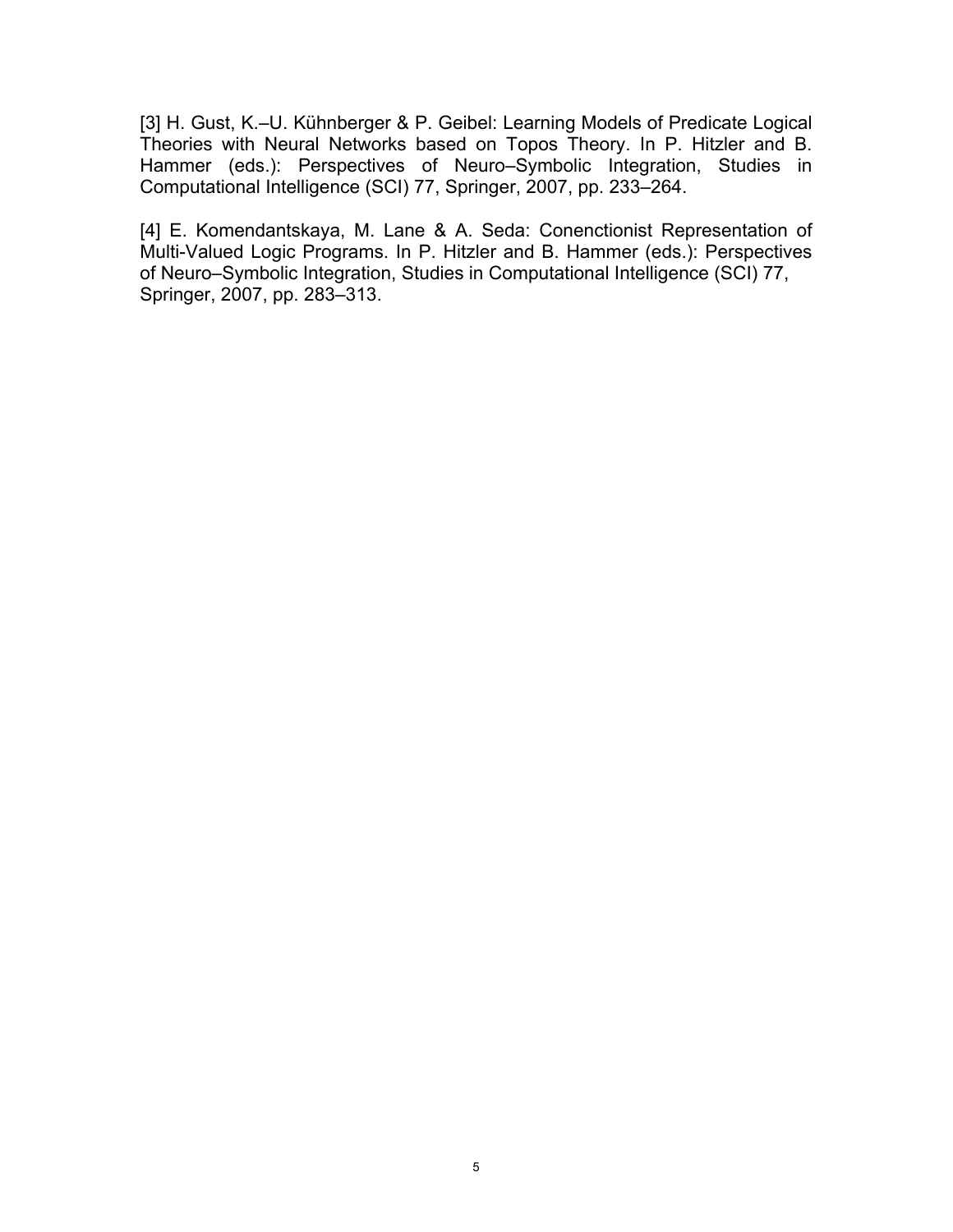[3] H. Gust, K.–U. Kühnberger & P. Geibel: Learning Models of Predicate Logical Theories with Neural Networks based on Topos Theory. In P. Hitzler and B. Hammer (eds.): Perspectives of Neuro–Symbolic Integration, Studies in Computational Intelligence (SCI) 77, Springer, 2007, pp. 233–264.

[4] E. Komendantskaya, M. Lane & A. Seda: Conenctionist Representation of Multi-Valued Logic Programs. In P. Hitzler and B. Hammer (eds.): Perspectives of Neuro–Symbolic Integration, Studies in Computational Intelligence (SCI) 77, Springer, 2007, pp. 283–313.